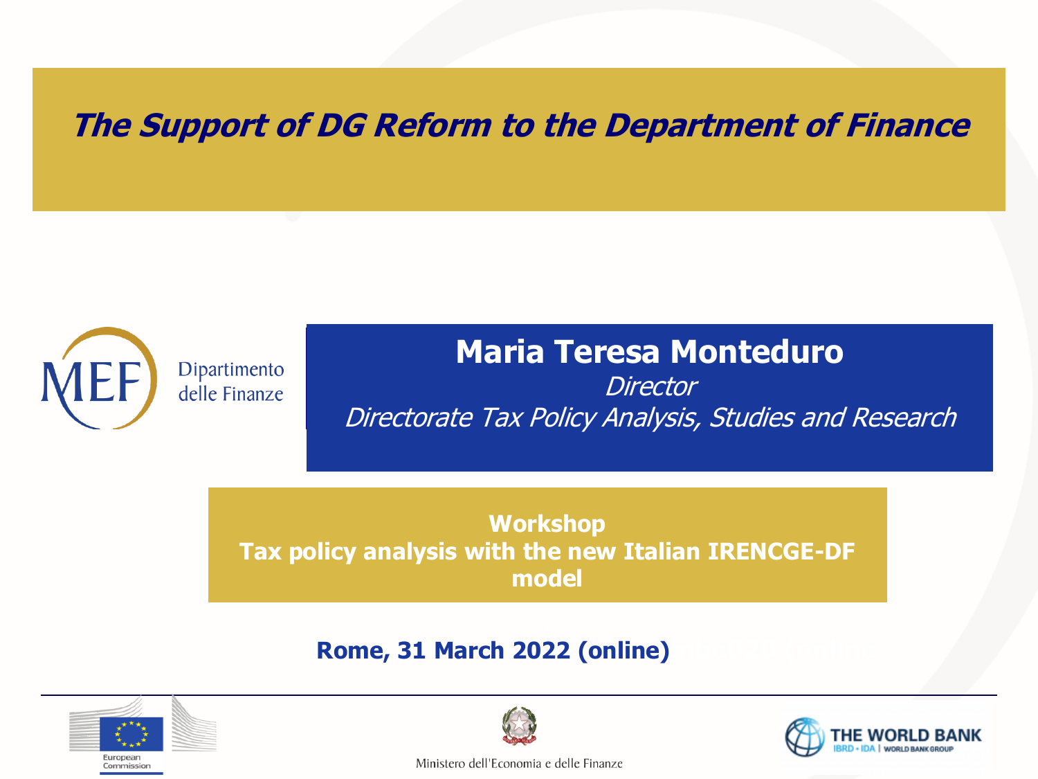# *The Support of DG Reform to the Department of Finance*

MEF Dipartimento delle Finanze

**Maria Teresa Monteduro**

*Director*

*Directorate Tax Policy Analysis, Studies and Research*

**Workshop**
**Tax policy analysis with the new Italian IRENCGE-DF model**

**Rome, 31 March 2022 (online)**

European Commission

Ministero dell'Economia e delle Finanze

THE WORLD BANK
IBRD • IDA | WORLD BANK GROUP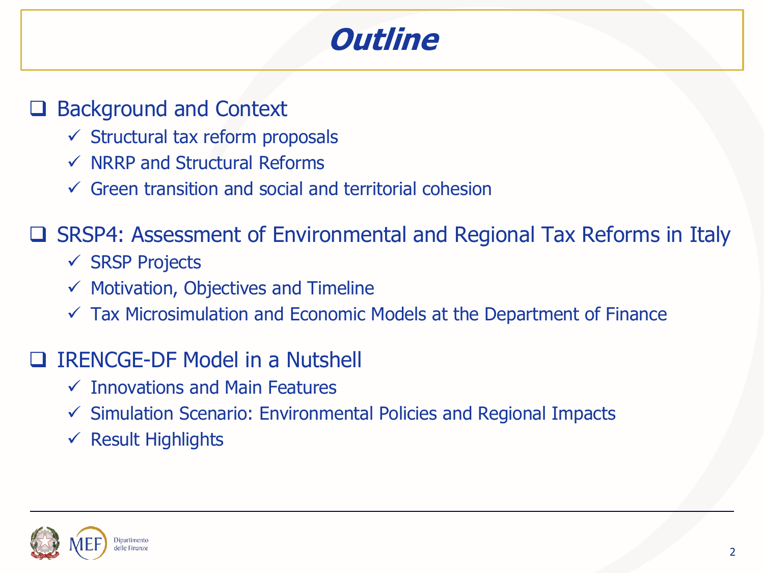# Outline

- Background and Context
  - Structural tax reform proposals
  - NRRP and Structural Reforms
  - Green transition and social and territorial cohesion

- SRSP4: Assessment of Environmental and Regional Tax Reforms in Italy
  - SRSP Projects
  - Motivation, Objectives and Timeline
  - Tax Microsimulation and Economic Models at the Department of Finance

- IRENCGE-DF Model in a Nutshell
  - Innovations and Main Features
  - Simulation Scenario: Environmental Policies and Regional Impacts
  - Result Highlights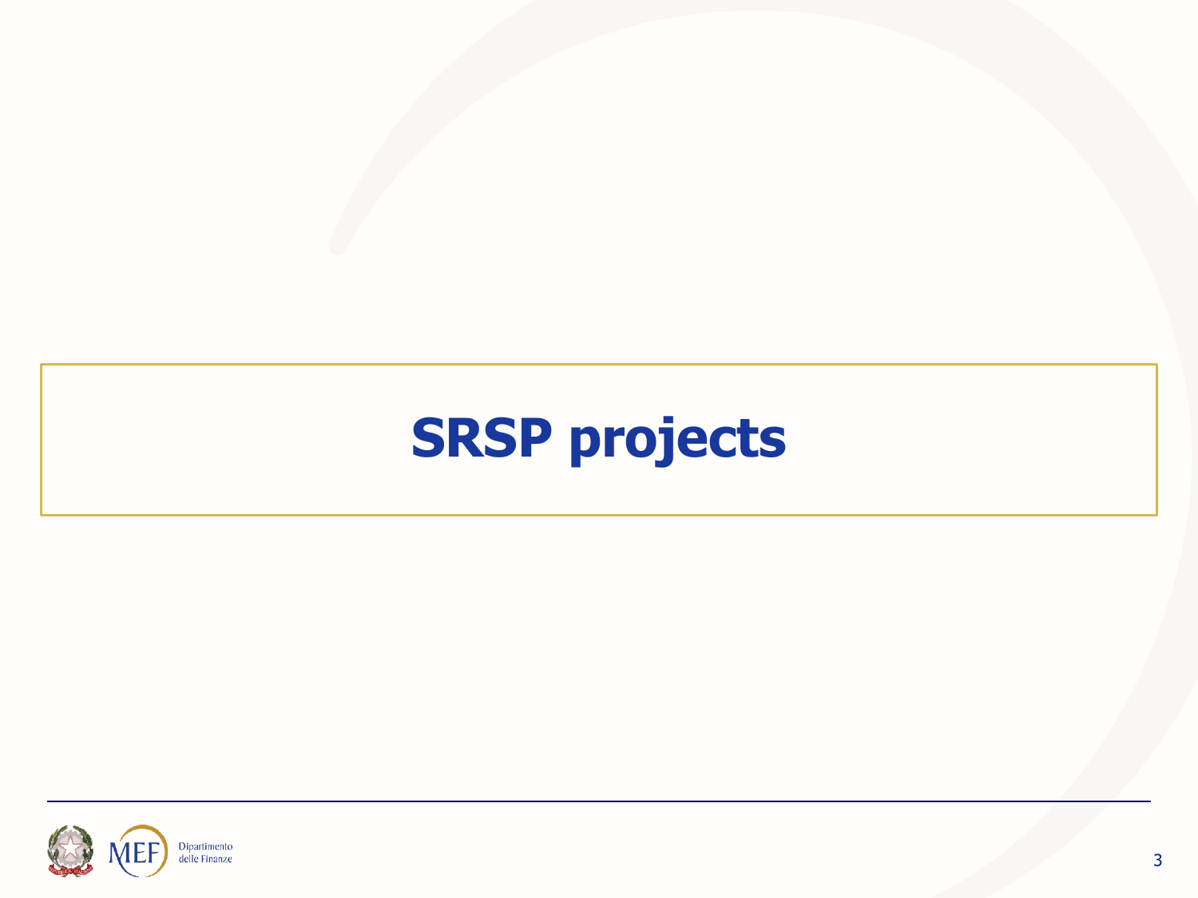# SRSP projects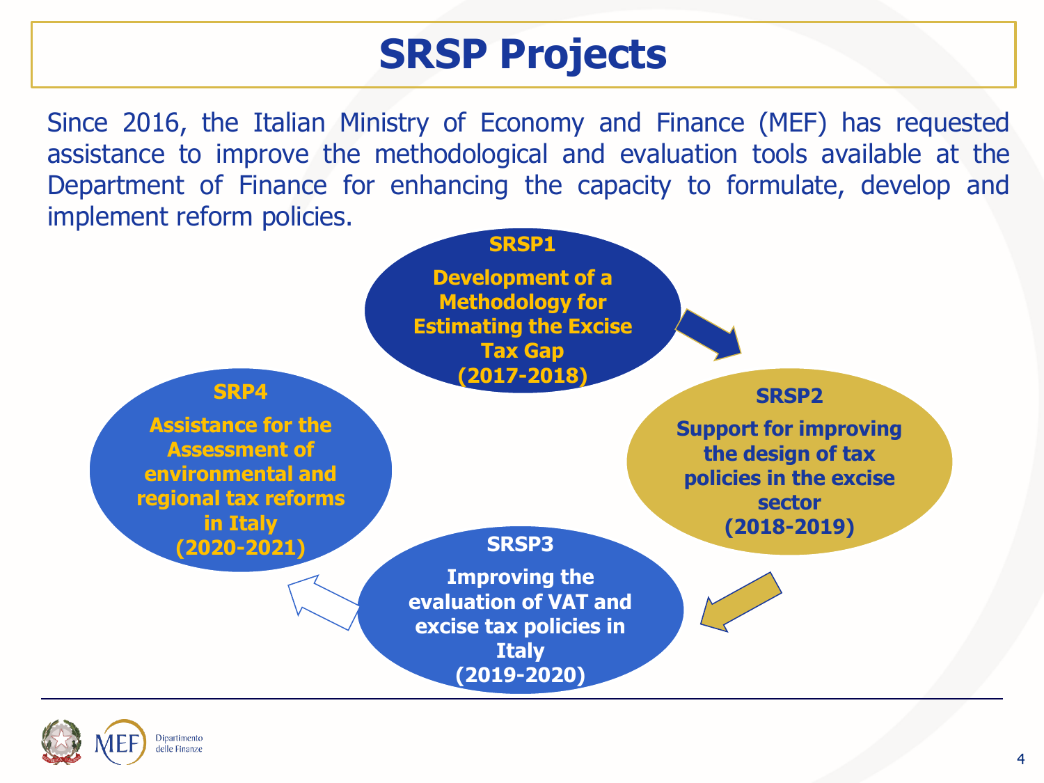# SRSP Projects

Since 2016, the Italian Ministry of Economy and Finance (MEF) has requested assistance to improve the methodological and evaluation tools available at the Department of Finance for enhancing the capacity to formulate, develop and implement reform policies.

**SRSP1**

**Development of a Methodology for Estimating the Excise Tax Gap (2017-2018)**

**SRSP2**

**Support for improving the design of tax policies in the excise sector (2018-2019)**

**SRSP3**

**Improving the evaluation of VAT and excise tax policies in Italy (2019-2020)**

**SRP4**

**Assistance for the Assessment of environmental and regional tax reforms in Italy (2020-2021)**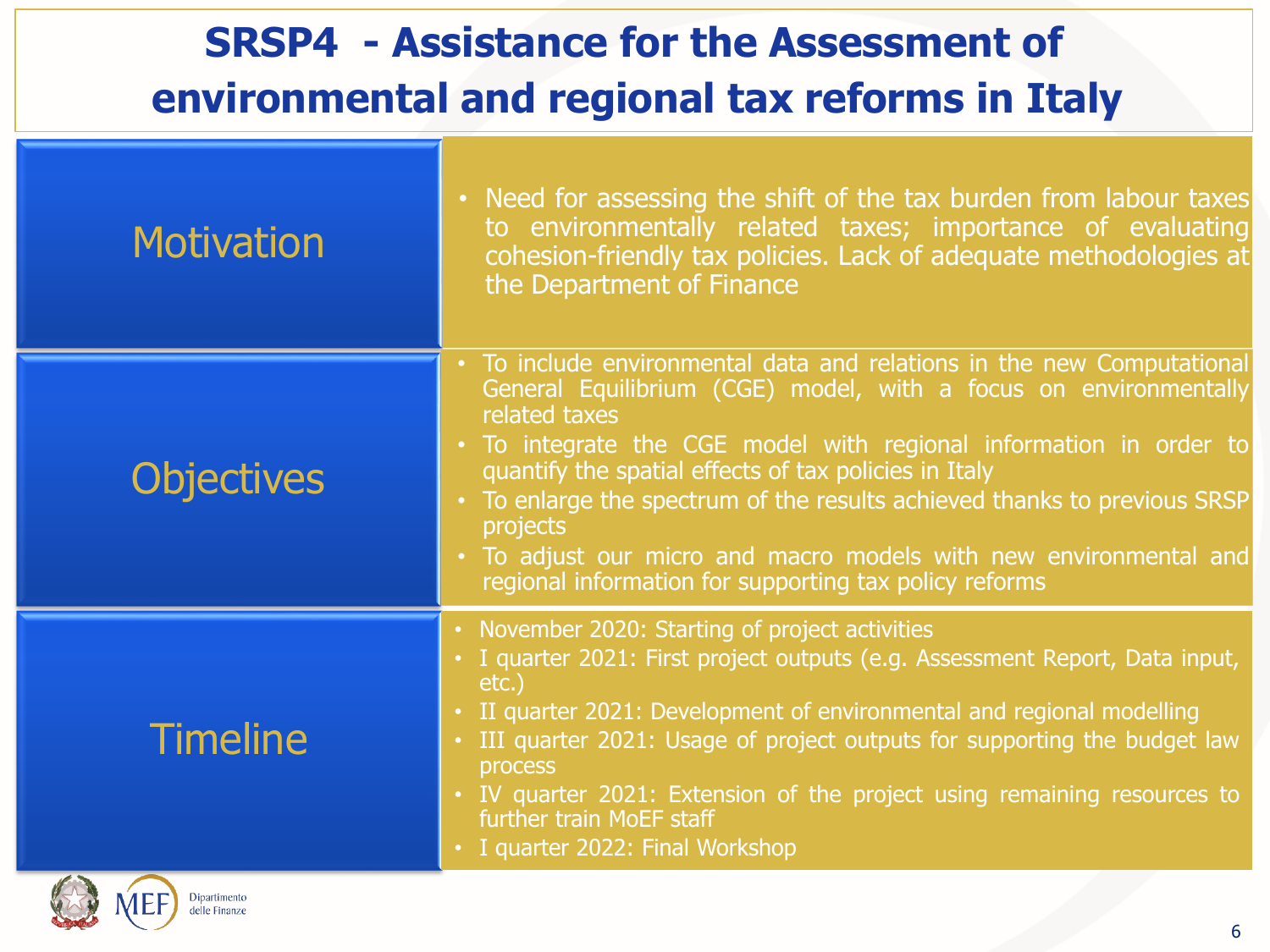# SRSP4 - Assistance for the Assessment of environmental and regional tax reforms in Italy

## Motivation

- Need for assessing the shift of the tax burden from labour taxes to environmentally related taxes; importance of evaluating cohesion-friendly tax policies. Lack of adequate methodologies at the Department of Finance

## Objectives

- To include environmental data and relations in the new Computational General Equilibrium (CGE) model, with a focus on environmentally related taxes
- To integrate the CGE model with regional information in order to quantify the spatial effects of tax policies in Italy
- To enlarge the spectrum of the results achieved thanks to previous SRSP projects
- To adjust our micro and macro models with new environmental and regional information for supporting tax policy reforms

## Timeline

- November 2020: Starting of project activities
- I quarter 2021: First project outputs (e.g. Assessment Report, Data input, etc.)
- II quarter 2021: Development of environmental and regional modelling
- III quarter 2021: Usage of project outputs for supporting the budget law process
- IV quarter 2021: Extension of the project using remaining resources to further train MoEF staff
- I quarter 2022: Final Workshop

MEF Dipartimento delle Finanze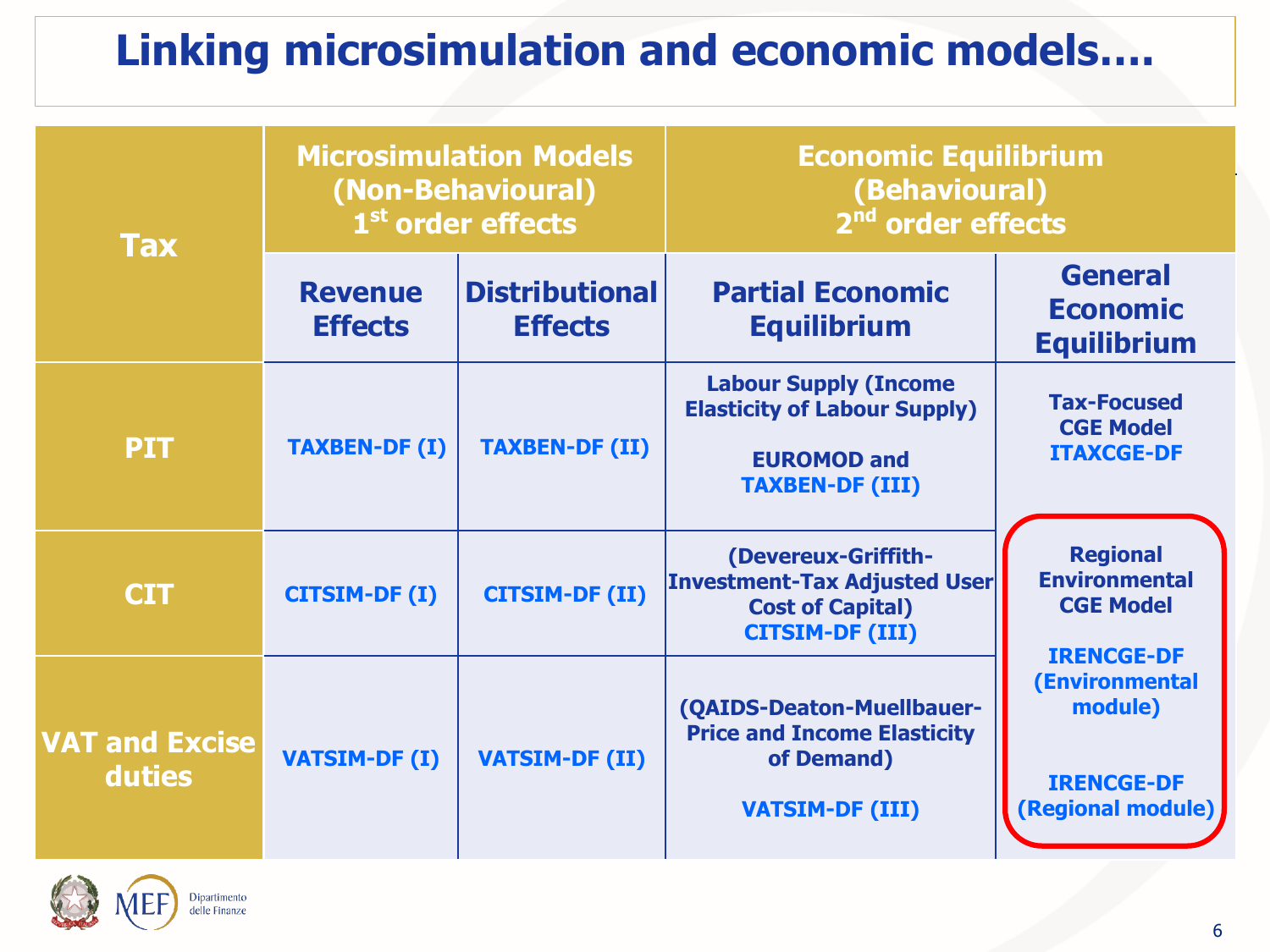# Linking microsimulation and economic models….

| Tax | Microsimulation Models (Non-Behavioural) 1st order effects | | Economic Equilibrium (Behavioural) 2nd order effects | |
|---|---|---|---|---|
| | **Revenue Effects** | **Distributional Effects** | **Partial Economic Equilibrium** | **General Economic Equilibrium** |
| **PIT** | TAXBEN-DF (I) | TAXBEN-DF (II) | Labour Supply (Income Elasticity of Labour Supply) EUROMOD and TAXBEN-DF (III) | Tax-Focused CGE Model ITAXCGE-DF |
| **CIT** | CITSIM-DF (I) | CITSIM-DF (II) | (Devereux-Griffith-Investment-Tax Adjusted User Cost of Capital) CITSIM-DF (III) | Regional Environmental CGE Model IRENCGE-DF (Environmental module) IRENCGE-DF (Regional module) |
| **VAT and Excise duties** | VATSIM-DF (I) | VATSIM-DF (II) | (QAIDS-Deaton-Muellbauer-Price and Income Elasticity of Demand) VATSIM-DF (III) | |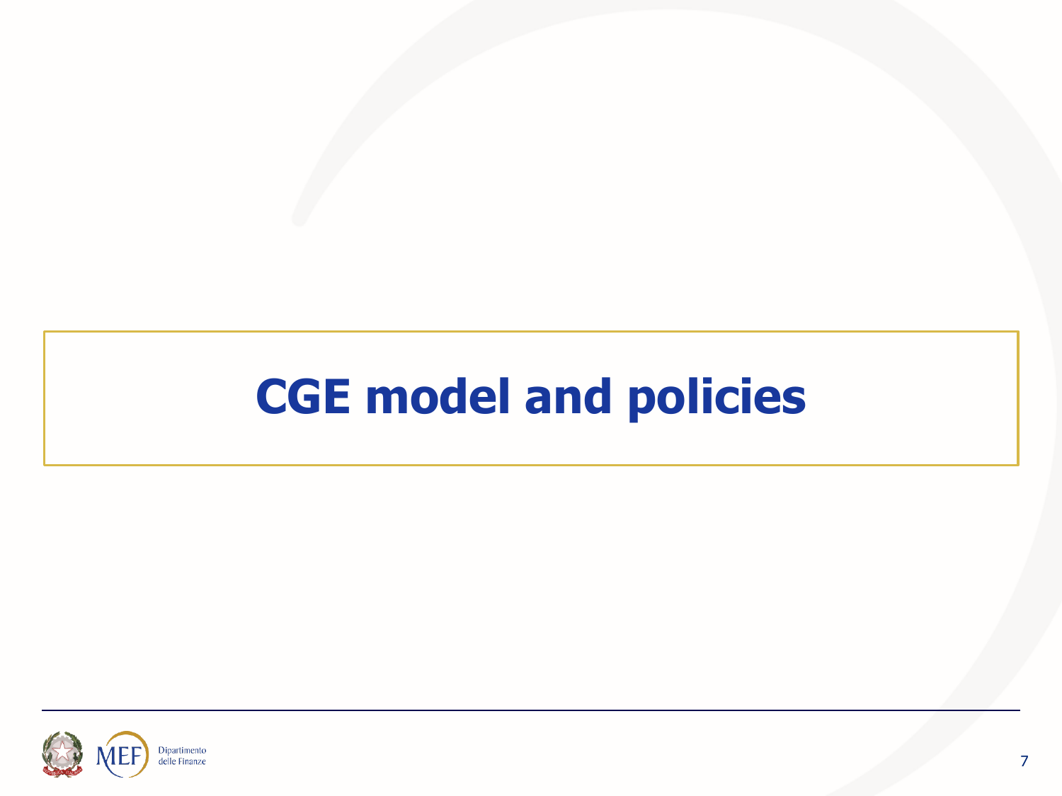# CGE model and policies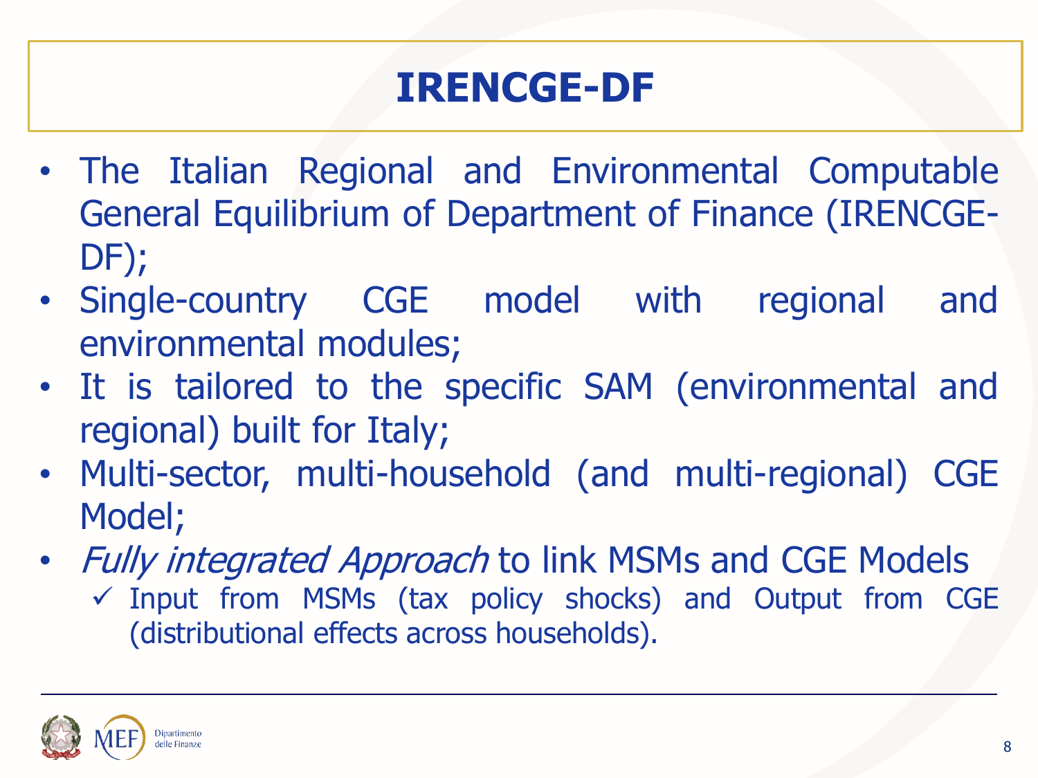# IRENCGE-DF

- The Italian Regional and Environmental Computable General Equilibrium of Department of Finance (IRENCGE-DF);
- Single-country CGE model with regional and environmental modules;
- It is tailored to the specific SAM (environmental and regional) built for Italy;
- Multi-sector, multi-household (and multi-regional) CGE Model;
- *Fully integrated Approach* to link MSMs and CGE Models
  - ✓ Input from MSMs (tax policy shocks) and Output from CGE (distributional effects across households).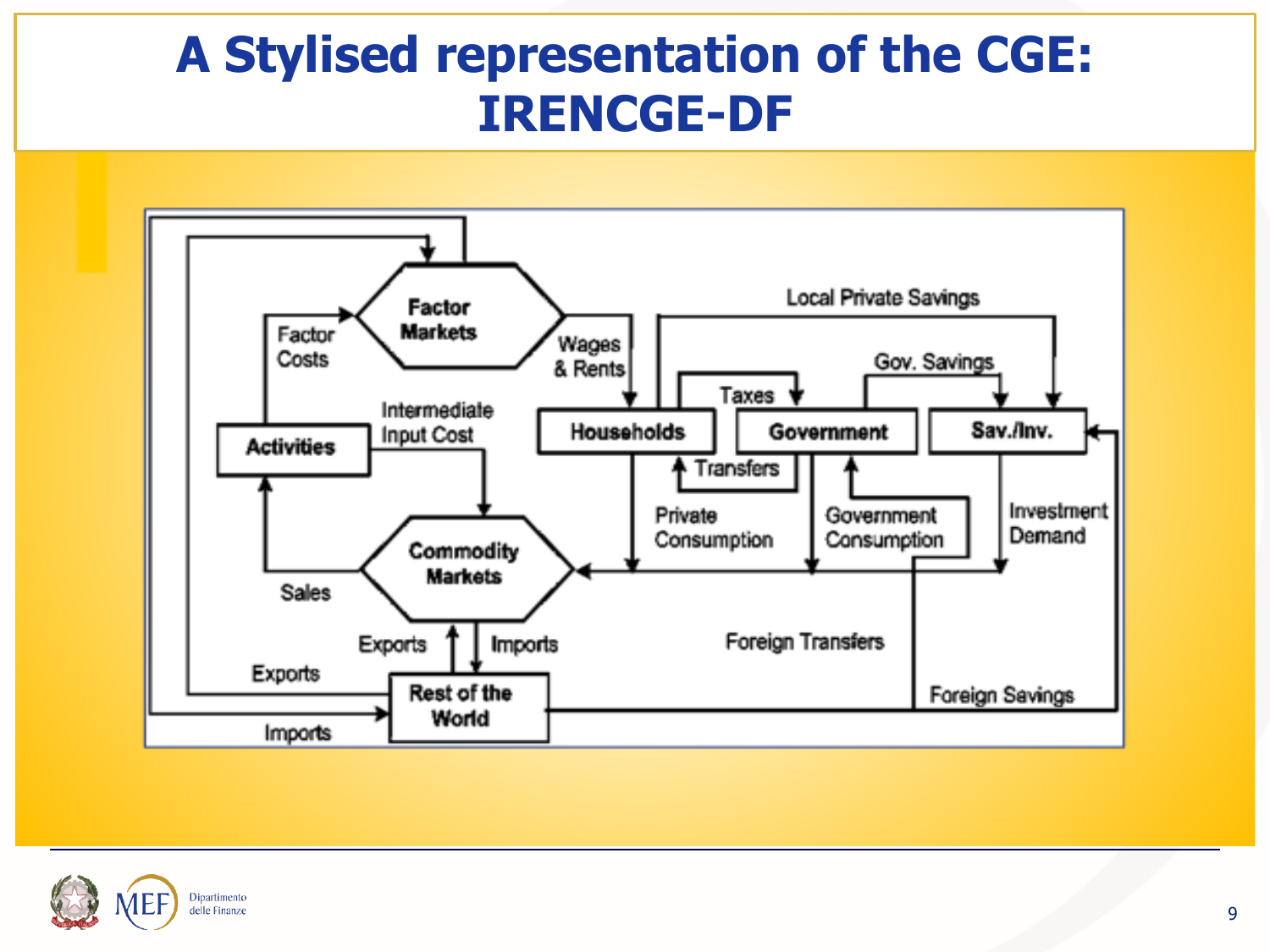# A Stylised representation of the CGE: IRENCGE-DF

Factor Markets

Factor Costs

Wages & Rents

Local Private Savings

Gov. Savings

Taxes

Activities

Intermediate Input Cost

Households

Government

Sav./Inv.

Transfers

Private Consumption

Government Consumption

Investment Demand

Commodity Markets

Sales

Exports

Imports

Foreign Transfers

Exports

Rest of the World

Foreign Savings

Imports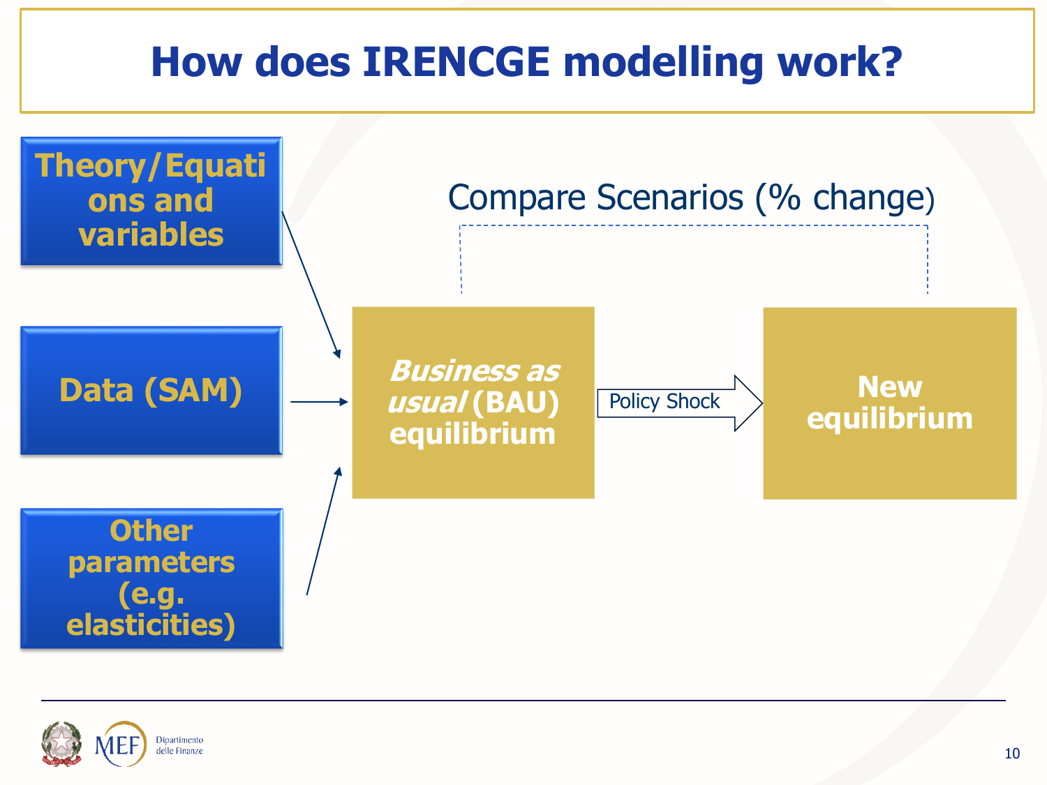# How does IRENCGE modelling work?

**Theory/Equations and variables**

**Data (SAM)**

**Other parameters (e.g. elasticities)**

***Business as usual* (BAU) equilibrium**

Policy Shock

**New equilibrium**

Compare Scenarios (% change)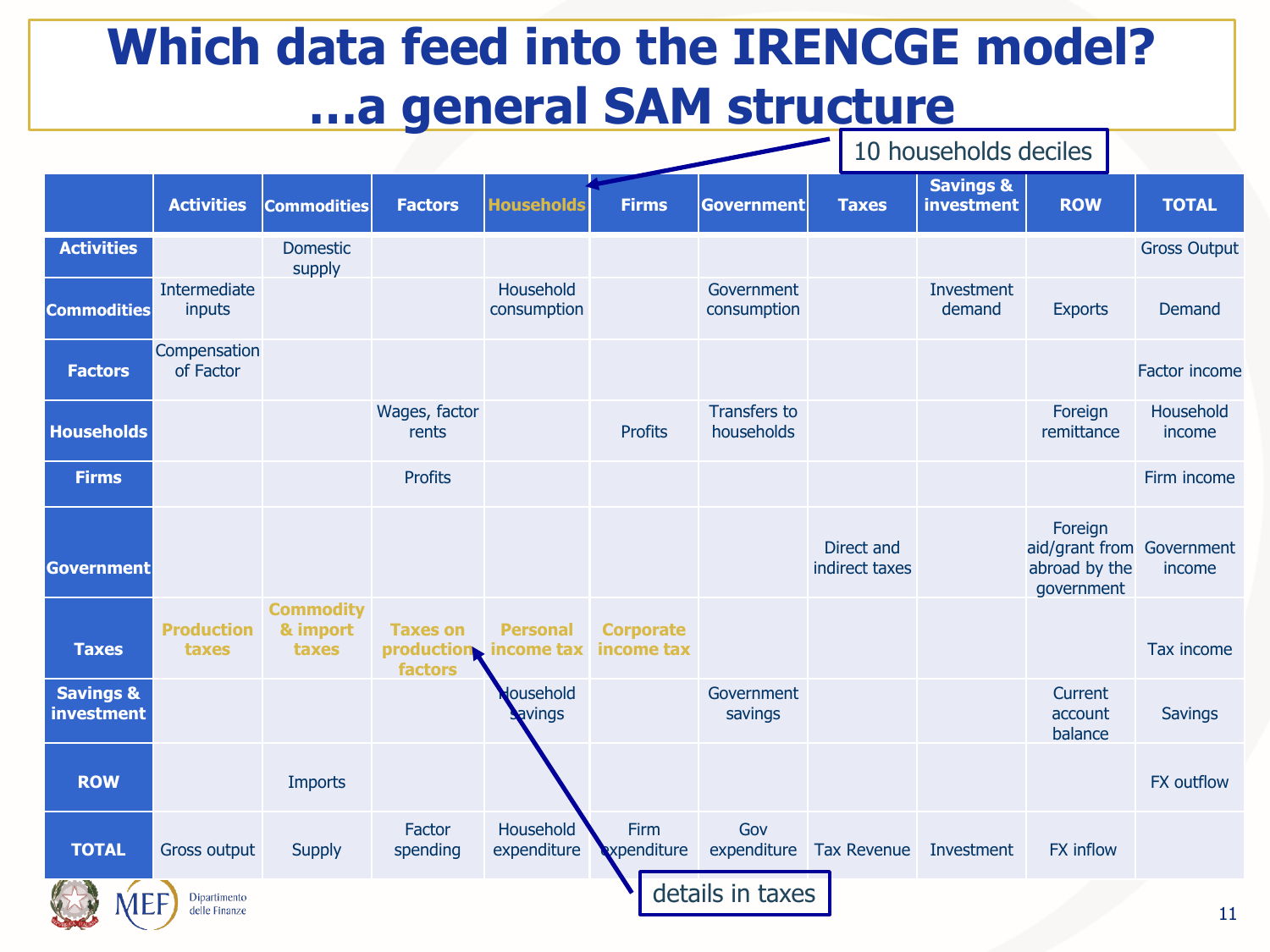# Which data feed into the IRENCGE model? …a general SAM structure

10 households deciles

| | Activities | Commodities | Factors | Households | Firms | Government | Taxes | Savings & investment | ROW | TOTAL |
|---|---|---|---|---|---|---|---|---|---|---|
| **Activities** | | Domestic supply | | | | | | | | Gross Output |
| **Commodities** | Intermediate inputs | | | Household consumption | | Government consumption | | Investment demand | Exports | Demand |
| **Factors** | Compensation of Factor | | | | | | | | | Factor income |
| **Households** | | | Wages, factor rents | | Profits | Transfers to households | | | Foreign remittance | Household income |
| **Firms** | | | Profits | | | | | | | Firm income |
| **Government** | | | | | | | Direct and indirect taxes | | Foreign aid/grant from abroad by the government | Government income |
| **Taxes** | Production taxes | Commodity & import taxes | Taxes on production factors | Personal income tax | Corporate income tax | | | | | Tax income |
| **Savings & investment** | | | | Household savings | | Government savings | | | Current account balance | Savings |
| **ROW** | | Imports | | | | | | | | FX outflow |
| **TOTAL** | Gross output | Supply | Factor spending | Household expenditure | Firm expenditure | Gov expenditure | Tax Revenue | Investment | FX inflow | |

details in taxes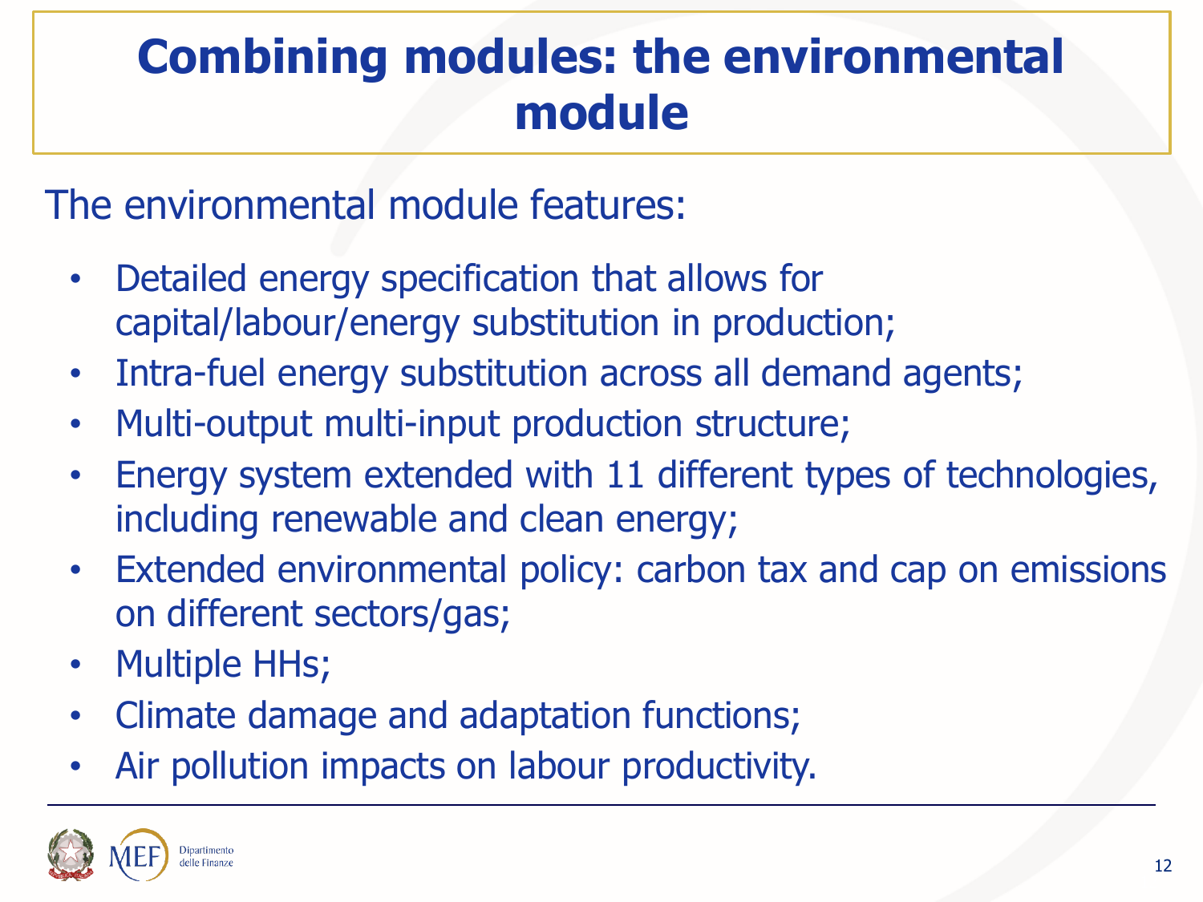# Combining modules: the environmental module

The environmental module features:

- Detailed energy specification that allows for capital/labour/energy substitution in production;
- Intra-fuel energy substitution across all demand agents;
- Multi-output multi-input production structure;
- Energy system extended with 11 different types of technologies, including renewable and clean energy;
- Extended environmental policy: carbon tax and cap on emissions on different sectors/gas;
- Multiple HHs;
- Climate damage and adaptation functions;
- Air pollution impacts on labour productivity.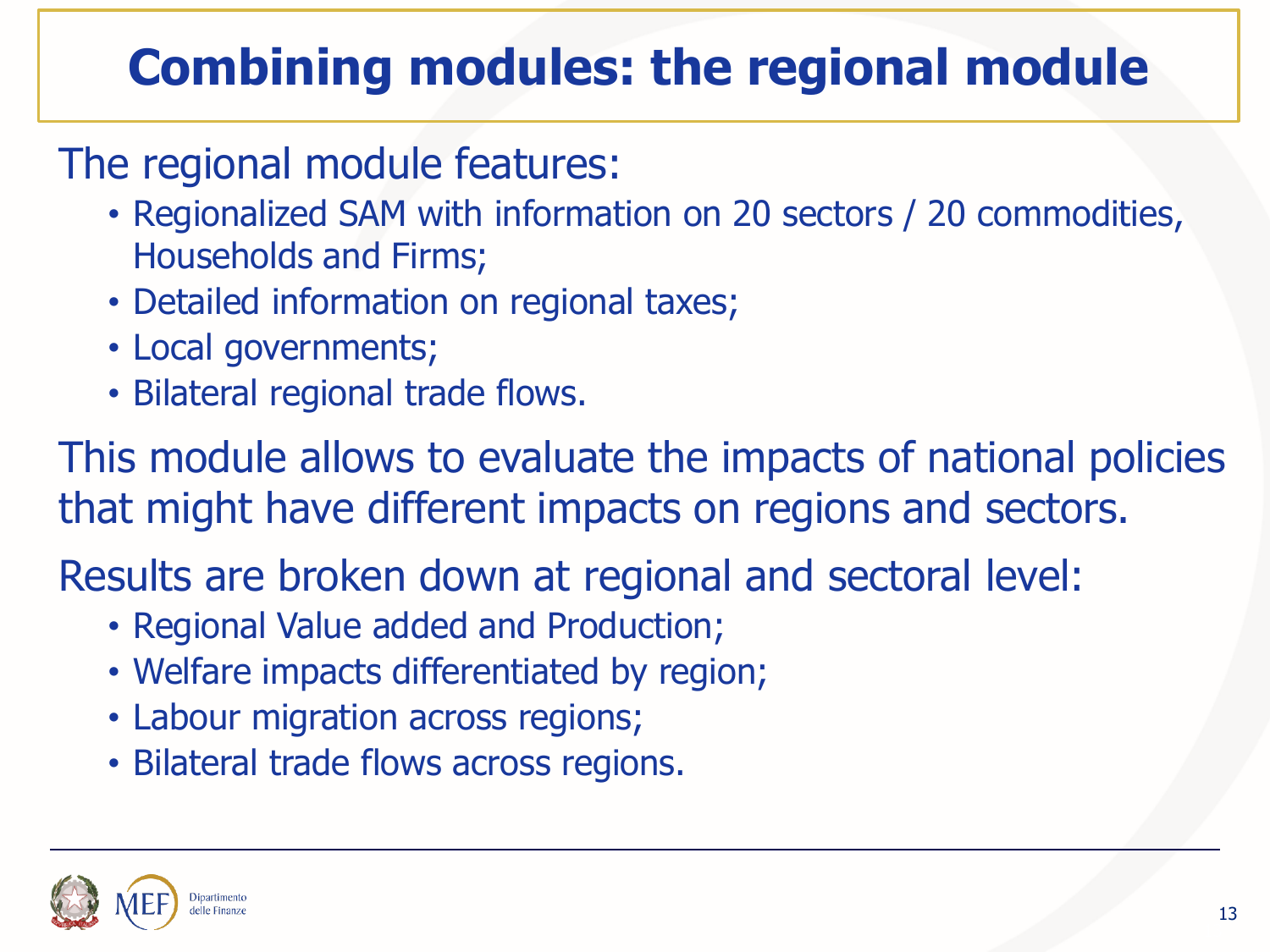# Combining modules: the regional module

The regional module features:

- Regionalized SAM with information on 20 sectors / 20 commodities, Households and Firms;
- Detailed information on regional taxes;
- Local governments;
- Bilateral regional trade flows.

This module allows to evaluate the impacts of national policies that might have different impacts on regions and sectors.

Results are broken down at regional and sectoral level:

- Regional Value added and Production;
- Welfare impacts differentiated by region;
- Labour migration across regions;
- Bilateral trade flows across regions.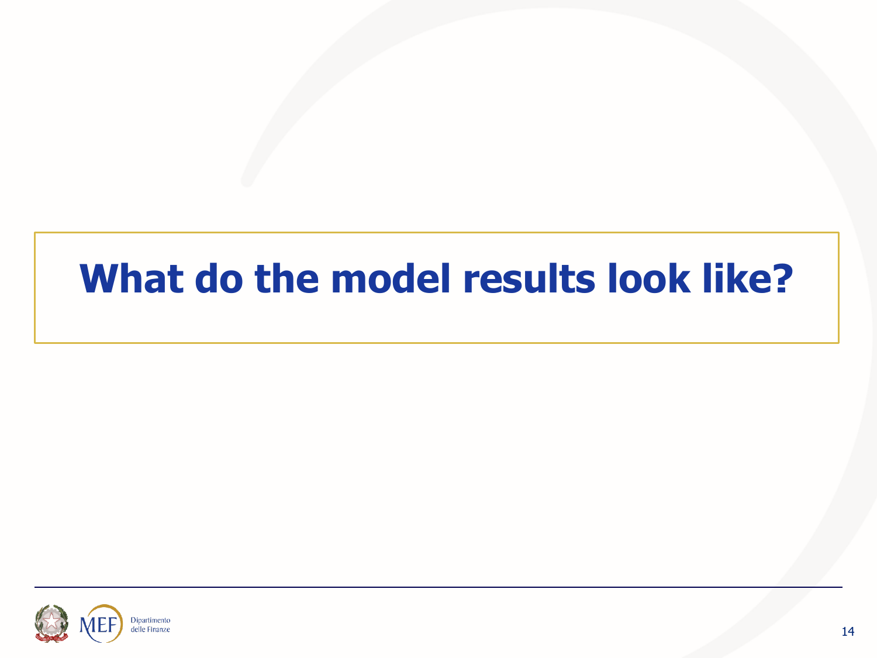# What do the model results look like?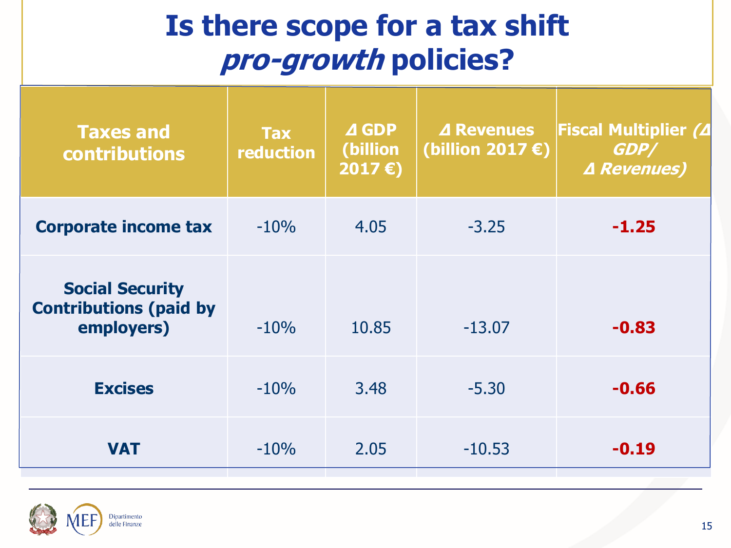# Is there scope for a tax shift *pro-growth* policies?

| Taxes and contributions | Tax reduction | Δ GDP (billion 2017 €) | Δ Revenues (billion 2017 €) | Fiscal Multiplier *(Δ GDP/ Δ Revenues)* |
|---|---|---|---|---|
| **Corporate income tax** | -10% | 4.05 | -3.25 | **-1.25** |
| **Social Security Contributions (paid by employers)** | -10% | 10.85 | -13.07 | **-0.83** |
| **Excises** | -10% | 3.48 | -5.30 | **-0.66** |
| **VAT** | -10% | 2.05 | -10.53 | **-0.19** |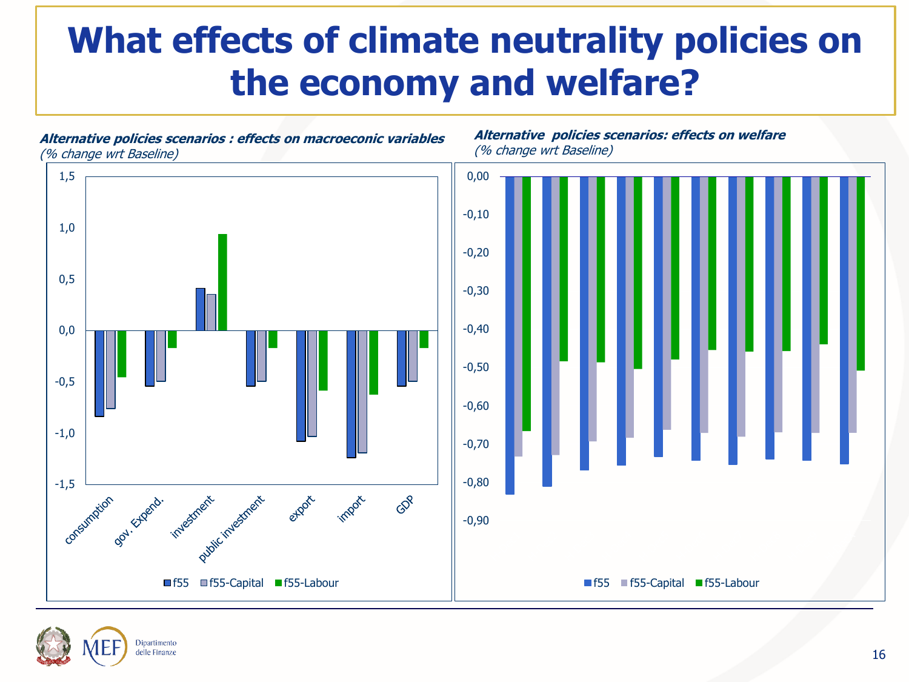# What effects of climate neutrality policies on the economy and welfare?

***Alternative policies scenarios : effects on macroeconic variables***
*(% change wrt Baseline)*

***Alternative policies scenarios: effects on welfare***
*(% change wrt Baseline)*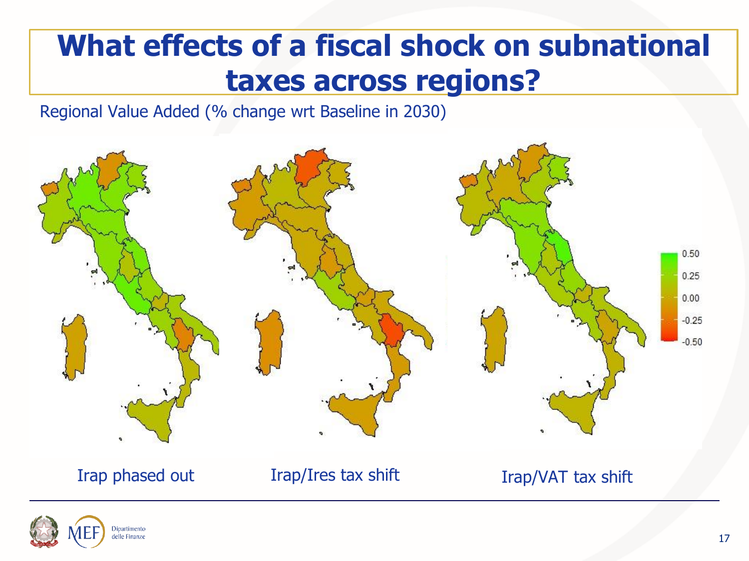# What effects of a fiscal shock on subnational taxes across regions?

Regional Value Added (% change wrt Baseline in 2030)

0.50
0.25
0.00
-0.25
-0.50

Irap phased out

Irap/Ires tax shift

Irap/VAT tax shift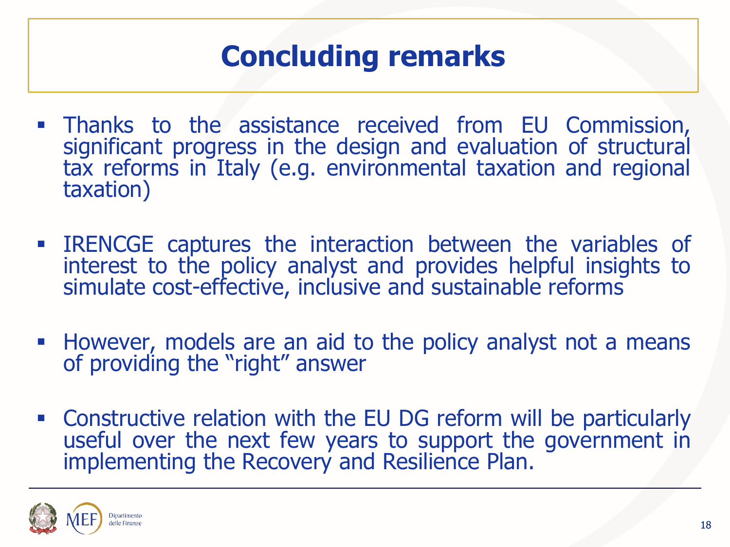# Concluding remarks

- Thanks to the assistance received from EU Commission, significant progress in the design and evaluation of structural tax reforms in Italy (e.g. environmental taxation and regional taxation)

- IRENCGE captures the interaction between the variables of interest to the policy analyst and provides helpful insights to simulate cost-effective, inclusive and sustainable reforms

- However, models are an aid to the policy analyst not a means of providing the "right" answer

- Constructive relation with the EU DG reform will be particularly useful over the next few years to support the government in implementing the Recovery and Resilience Plan.